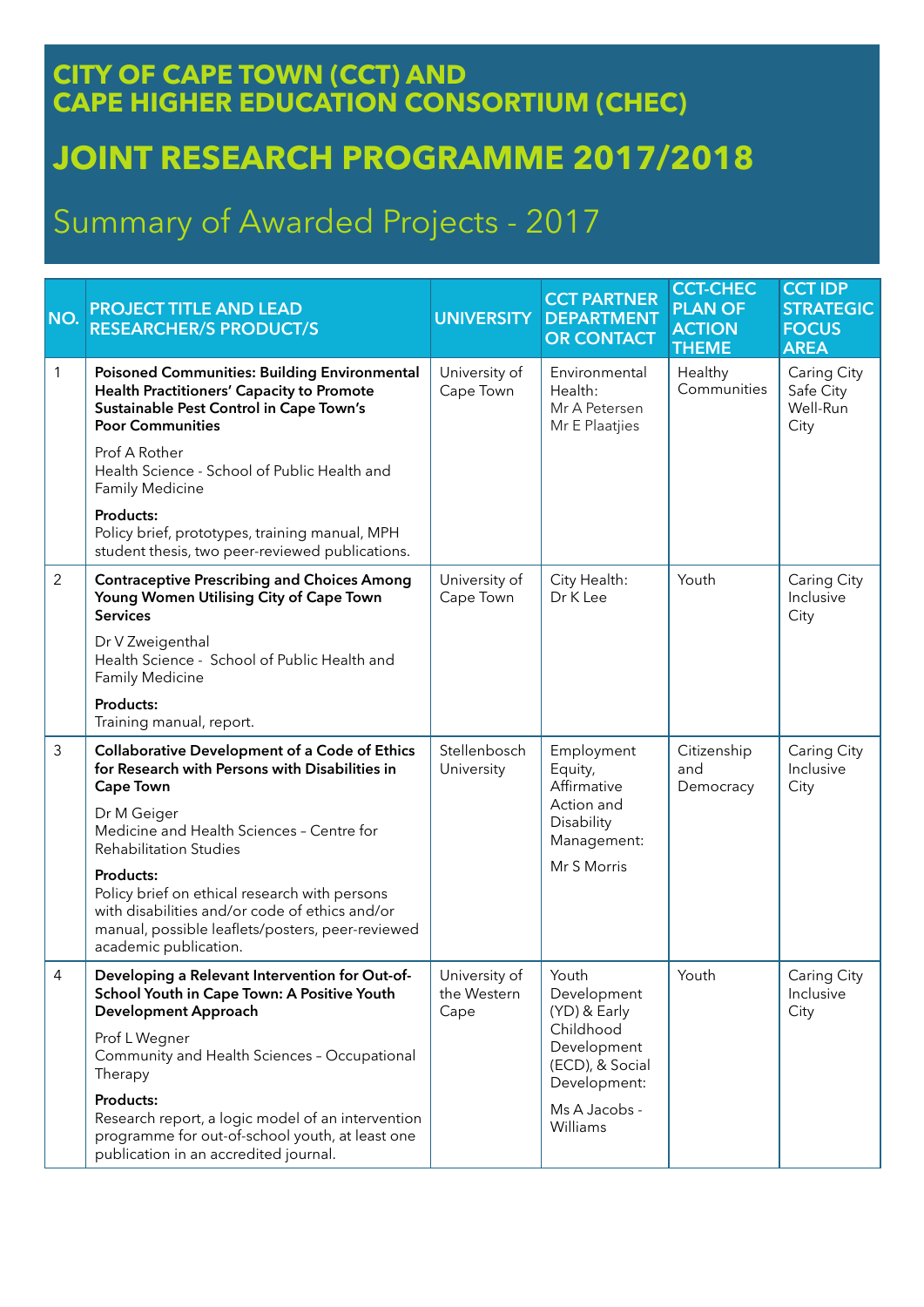# CITY OF CAPE TOWN (CCT) AND CAPE HIGHER EDUCATION CONSORTIUM (CHEC)

# JOINT RESEARCH PROGRAMME 2017/2018

## Summary of Awarded Projects - 2017

| NO. | PROJECT TITLE AND LEAD RESEARCHER/S PRODUCT/S | UNIVERSITY | CCT PARTNER DEPARTMENT OR CONTACT | CCT-CHEC PLAN OF ACTION THEME | CCT IDP STRATEGIC FOCUS AREA |
|---|---|---|---|---|---|
| 1 | **Poisoned Communities: Building Environmental Health Practitioners' Capacity to Promote Sustainable Pest Control in Cape Town's Poor Communities**<br><br>Prof A Rother<br>Health Science - School of Public Health and Family Medicine<br><br>**Products:**<br>Policy brief, prototypes, training manual, MPH student thesis, two peer-reviewed publications. | University of Cape Town | Environmental Health:<br>Mr A Petersen<br>Mr E Plaatjies | Healthy Communities | Caring City<br>Safe City<br>Well-Run City |
| 2 | **Contraceptive Prescribing and Choices Among Young Women Utilising City of Cape Town Services**<br><br>Dr V Zweigenthal<br>Health Science - School of Public Health and Family Medicine<br><br>**Products:**<br>Training manual, report. | University of Cape Town | City Health:<br>Dr K Lee | Youth | Caring City<br>Inclusive City |
| 3 | **Collaborative Development of a Code of Ethics for Research with Persons with Disabilities in Cape Town**<br><br>Dr M Geiger<br>Medicine and Health Sciences – Centre for Rehabilitation Studies<br><br>**Products:**<br>Policy brief on ethical research with persons with disabilities and/or code of ethics and/or manual, possible leaflets/posters, peer-reviewed academic publication. | Stellenbosch University | Employment Equity, Affirmative Action and Disability Management:<br><br>Mr S Morris | Citizenship and Democracy | Caring City<br>Inclusive City |
| 4 | **Developing a Relevant Intervention for Out-of-School Youth in Cape Town: A Positive Youth Development Approach**<br><br>Prof L Wegner<br>Community and Health Sciences – Occupational Therapy<br><br>**Products:**<br>Research report, a logic model of an intervention programme for out-of-school youth, at least one publication in an accredited journal. | University of the Western Cape | Youth Development (YD) & Early Childhood Development (ECD), & Social Development:<br><br>Ms A Jacobs - Williams | Youth | Caring City<br>Inclusive City |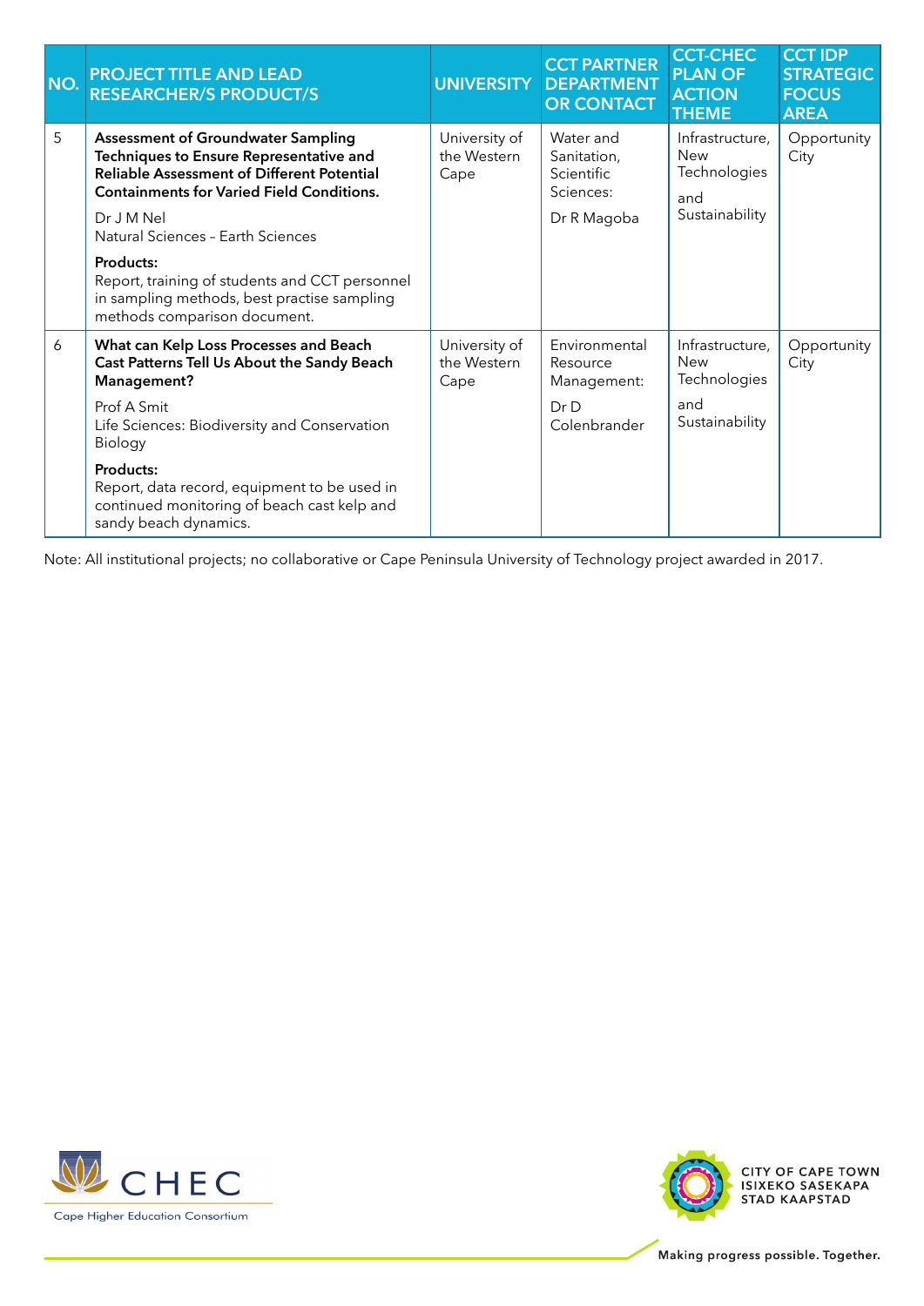| NO. | PROJECT TITLE AND LEAD RESEARCHER/S PRODUCT/S | UNIVERSITY | CCT PARTNER DEPARTMENT OR CONTACT | CCT-CHEC PLAN OF ACTION THEME | CCT IDP STRATEGIC FOCUS AREA |
|---|---|---|---|---|---|
| 5 | **Assessment of Groundwater Sampling Techniques to Ensure Representative and Reliable Assessment of Different Potential Containments for Varied Field Conditions.**<br>Dr J M Nel<br>Natural Sciences – Earth Sciences<br>**Products:**<br>Report, training of students and CCT personnel in sampling methods, best practise sampling methods comparison document. | University of the Western Cape | Water and Sanitation, Scientific Sciences:<br>Dr R Magoba | Infrastructure, New Technologies and Sustainability | Opportunity City |
| 6 | **What can Kelp Loss Processes and Beach Cast Patterns Tell Us About the Sandy Beach Management?**<br>Prof A Smit<br>Life Sciences: Biodiversity and Conservation Biology<br>**Products:**<br>Report, data record, equipment to be used in continued monitoring of beach cast kelp and sandy beach dynamics. | University of the Western Cape | Environmental Resource Management:<br>Dr D Colenbrander | Infrastructure, New Technologies and Sustainability | Opportunity City |

Note: All institutional projects; no collaborative or Cape Peninsula University of Technology project awarded in 2017.